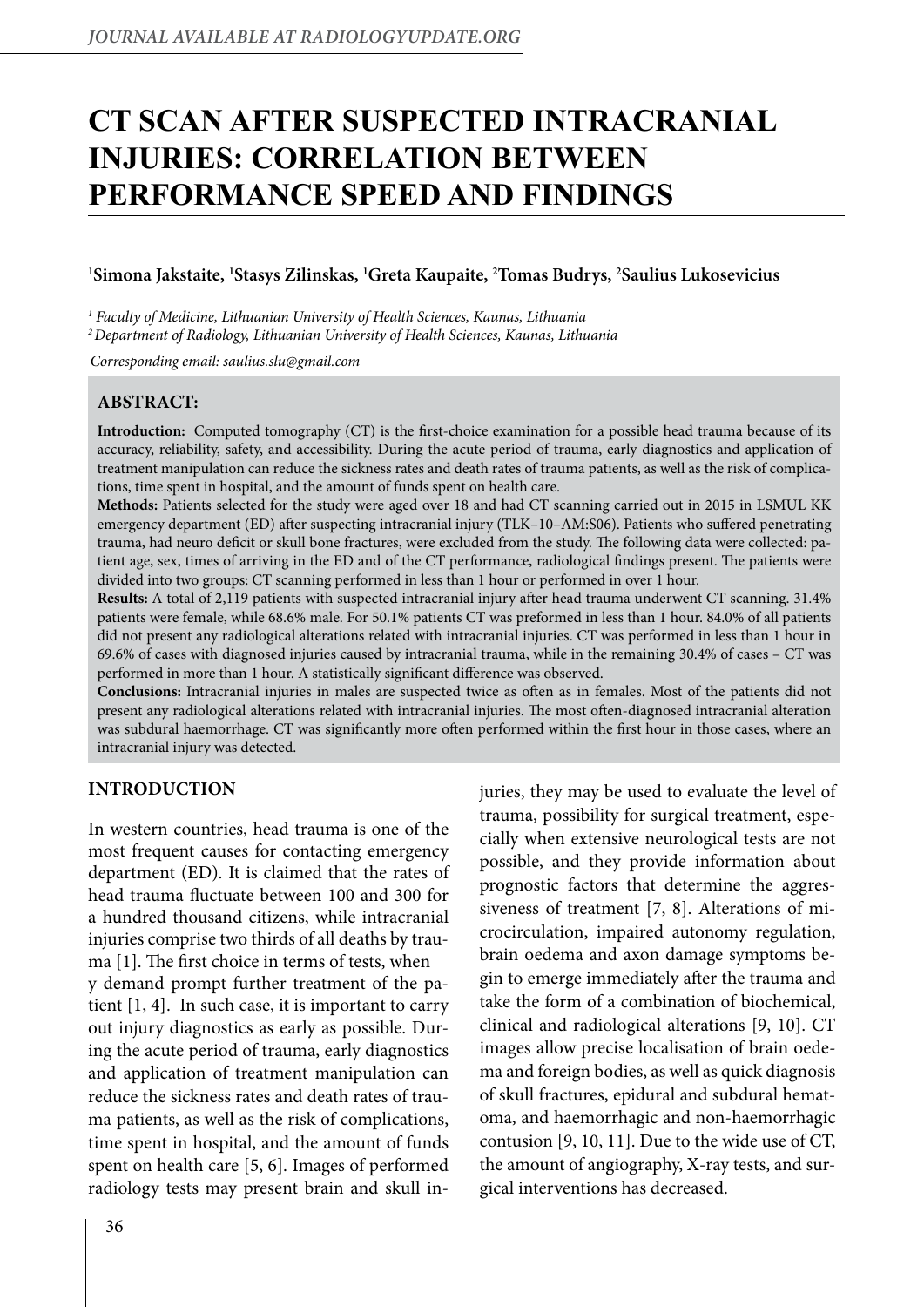# CT SCAN AFTER SUSPECTED INTRACRANIAL INJURIES: CORRELATION BETWEEN PERFORMANCE SPEED AND FINDINGS

**[1]Simona Jakstaite, [1]Stasys Zilinskas, [1]Greta Kaupaite, [2]Tomas Budrys, [2]Saulius Lukosevicius**

*[1] Faculty of Medicine, Lithuanian University of Health Sciences, Kaunas, Lithuania*
*[2] Department of Radiology, Lithuanian University of Health Sciences, Kaunas, Lithuania*

*Corresponding email: saulius.slu@gmail.com*

## ABSTRACT:

**Introduction:** Computed tomography (CT) is the first-choice examination for a possible head trauma because of its accuracy, reliability, safety, and accessibility. During the acute period of trauma, early diagnostics and application of treatment manipulation can reduce the sickness rates and death rates of trauma patients, as well as the risk of complications, time spent in hospital, and the amount of funds spent on health care.

**Methods:** Patients selected for the study were aged over 18 and had CT scanning carried out in 2015 in LSMUL KK emergency department (ED) after suspecting intracranial injury (TLK–10–AM:S06). Patients who suffered penetrating trauma, had neuro deficit or skull bone fractures, were excluded from the study. The following data were collected: patient age, sex, times of arriving in the ED and of the CT performance, radiological findings present. The patients were divided into two groups: CT scanning performed in less than 1 hour or performed in over 1 hour.

**Results:** A total of 2,119 patients with suspected intracranial injury after head trauma underwent CT scanning. 31.4% patients were female, while 68.6% male. For 50.1% patients CT was preformed in less than 1 hour. 84.0% of all patients did not present any radiological alterations related with intracranial injuries. CT was performed in less than 1 hour in 69.6% of cases with diagnosed injuries caused by intracranial trauma, while in the remaining 30.4% of cases – CT was performed in more than 1 hour. A statistically significant difference was observed.

**Conclusions:** Intracranial injuries in males are suspected twice as often as in females. Most of the patients did not present any radiological alterations related with intracranial injuries. The most often-diagnosed intracranial alteration was subdural haemorrhage. CT was significantly more often performed within the first hour in those cases, where an intracranial injury was detected.

## INTRODUCTION

In western countries, head trauma is one of the most frequent causes for contacting emergency department (ED). It is claimed that the rates of head trauma fluctuate between 100 and 300 for a hundred thousand citizens, while intracranial injuries comprise two thirds of all deaths by trauma [1]. The first choice in terms of tests, when y demand prompt further treatment of the patient [1, 4]. In such case, it is important to carry out injury diagnostics as early as possible. During the acute period of trauma, early diagnostics and application of treatment manipulation can reduce the sickness rates and death rates of trauma patients, as well as the risk of complications, time spent in hospital, and the amount of funds spent on health care [5, 6]. Images of performed radiology tests may present brain and skull injuries, they may be used to evaluate the level of trauma, possibility for surgical treatment, especially when extensive neurological tests are not possible, and they provide information about prognostic factors that determine the aggressiveness of treatment [7, 8]. Alterations of microcirculation, impaired autonomy regulation, brain oedema and axon damage symptoms begin to emerge immediately after the trauma and take the form of a combination of biochemical, clinical and radiological alterations [9, 10]. CT images allow precise localisation of brain oedema and foreign bodies, as well as quick diagnosis of skull fractures, epidural and subdural hematoma, and haemorrhagic and non-haemorrhagic contusion [9, 10, 11]. Due to the wide use of CT, the amount of angiography, X-ray tests, and surgical interventions has decreased.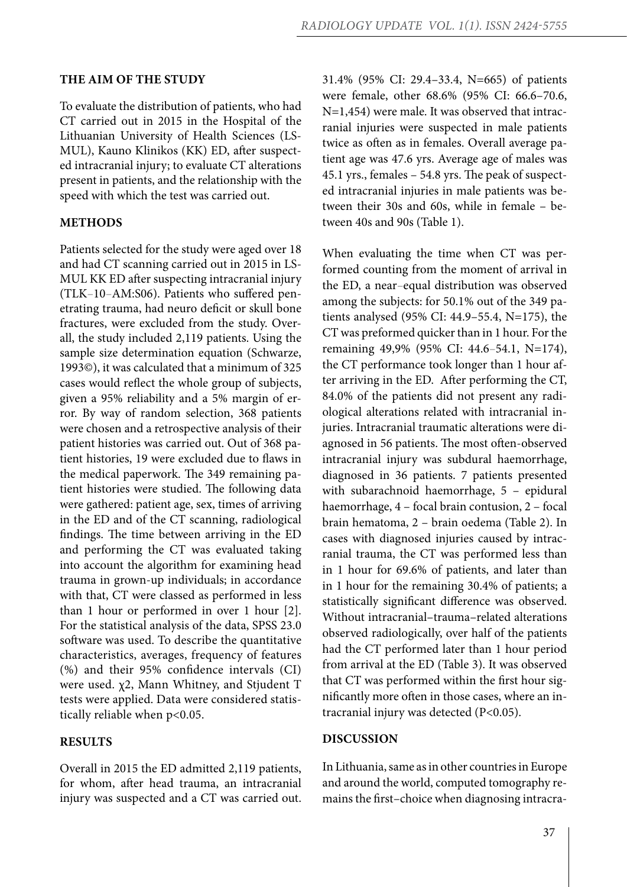## THE AIM OF THE STUDY

To evaluate the distribution of patients, who had CT carried out in 2015 in the Hospital of the Lithuanian University of Health Sciences (LSMUL), Kauno Klinikos (KK) ED, after suspected intracranial injury; to evaluate CT alterations present in patients, and the relationship with the speed with which the test was carried out.

## METHODS

Patients selected for the study were aged over 18 and had CT scanning carried out in 2015 in LSMUL KK ED after suspecting intracranial injury (TLK–10–AM:S06). Patients who suffered penetrating trauma, had neuro deficit or skull bone fractures, were excluded from the study. Overall, the study included 2,119 patients. Using the sample size determination equation (Schwarze, 1993©), it was calculated that a minimum of 325 cases would reflect the whole group of subjects, given a 95% reliability and a 5% margin of error. By way of random selection, 368 patients were chosen and a retrospective analysis of their patient histories was carried out. Out of 368 patient histories, 19 were excluded due to flaws in the medical paperwork. The 349 remaining patient histories were studied. The following data were gathered: patient age, sex, times of arriving in the ED and of the CT scanning, radiological findings. The time between arriving in the ED and performing the CT was evaluated taking into account the algorithm for examining head trauma in grown-up individuals; in accordance with that, CT were classed as performed in less than 1 hour or performed in over 1 hour [2]. For the statistical analysis of the data, SPSS 23.0 software was used. To describe the quantitative characteristics, averages, frequency of features (%) and their 95% confidence intervals (CI) were used. $\chi 2$, Mann Whitney, and Stjudent T tests were applied. Data were considered statistically reliable when $p<0.05$.

## RESULTS

Overall in 2015 the ED admitted 2,119 patients, for whom, after head trauma, an intracranial injury was suspected and a CT was carried out. 31.4% (95% CI: 29.4–33.4, N=665) of patients were female, other 68.6% (95% CI: 66.6–70.6, N=1,454) were male. It was observed that intracranial injuries were suspected in male patients twice as often as in females. Overall average patient age was 47.6 yrs. Average age of males was 45.1 yrs., females – 54.8 yrs. The peak of suspected intracranial injuries in male patients was between their 30s and 60s, while in female – between 40s and 90s (Table 1).

When evaluating the time when CT was performed counting from the moment of arrival in the ED, a near–equal distribution was observed among the subjects: for 50.1% out of the 349 patients analysed (95% CI: 44.9–55.4, N=175), the CT was preformed quicker than in 1 hour. For the remaining 49,9% (95% CI: 44.6–54.1, N=174), the CT performance took longer than 1 hour after arriving in the ED. After performing the CT, 84.0% of the patients did not present any radiological alterations related with intracranial injuries. Intracranial traumatic alterations were diagnosed in 56 patients. The most often-observed intracranial injury was subdural haemorrhage, diagnosed in 36 patients. 7 patients presented with subarachnoid haemorrhage, 5 – epidural haemorrhage, 4 – focal brain contusion, 2 – focal brain hematoma, 2 – brain oedema (Table 2). In cases with diagnosed injuries caused by intracranial trauma, the CT was performed less than in 1 hour for 69.6% of patients, and later than in 1 hour for the remaining 30.4% of patients; a statistically significant difference was observed. Without intracranial–trauma–related alterations observed radiologically, over half of the patients had the CT performed later than 1 hour period from arrival at the ED (Table 3). It was observed that CT was performed within the first hour significantly more often in those cases, where an intracranial injury was detected ($P<0.05$).

## DISCUSSION

In Lithuania, same as in other countries in Europe and around the world, computed tomography remains the first–choice when diagnosing intracra-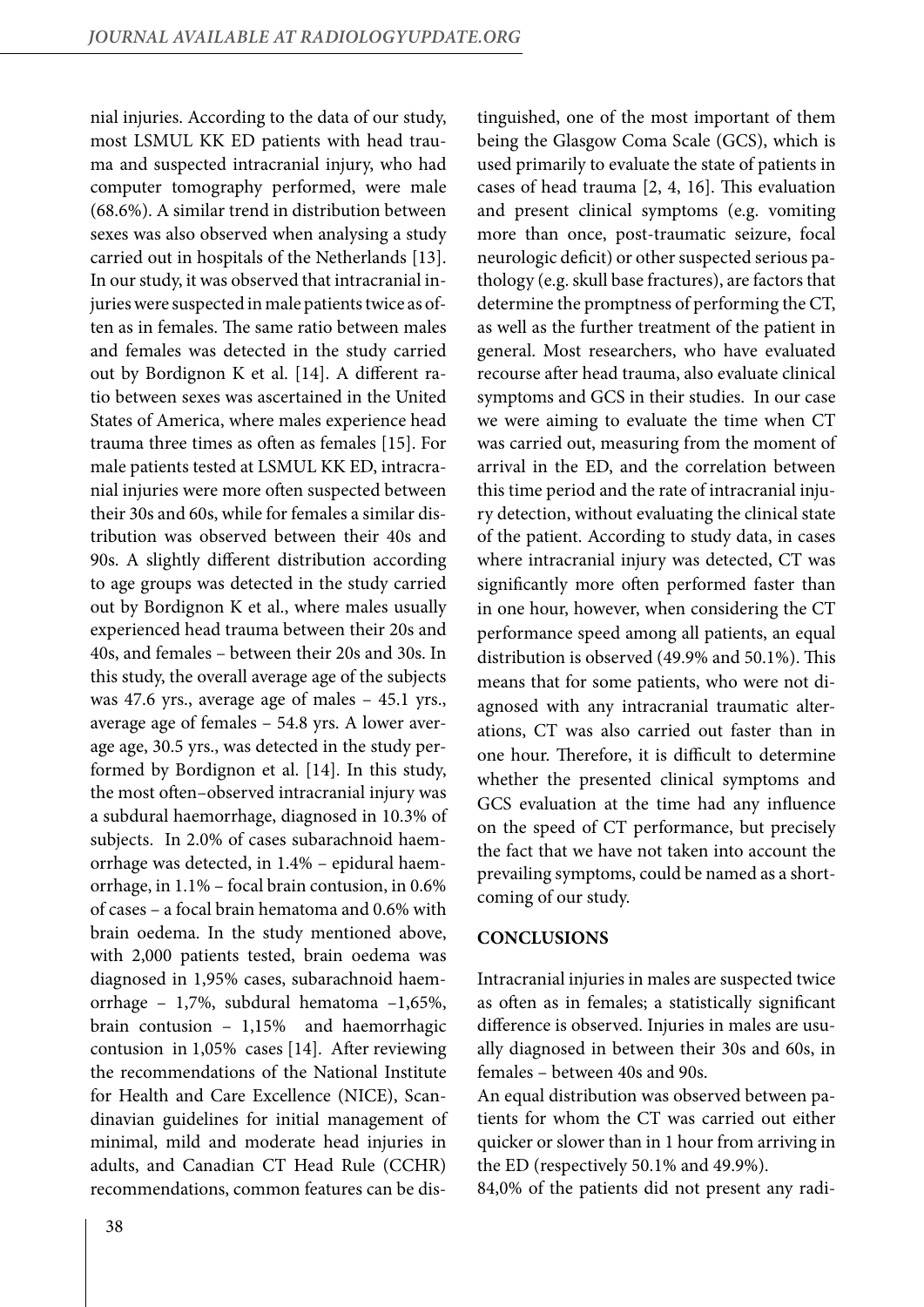nial injuries. According to the data of our study, most LSMUL KK ED patients with head trauma and suspected intracranial injury, who had computer tomography performed, were male (68.6%). A similar trend in distribution between sexes was also observed when analysing a study carried out in hospitals of the Netherlands [13]. In our study, it was observed that intracranial injuries were suspected in male patients twice as often as in females. The same ratio between males and females was detected in the study carried out by Bordignon K et al. [14]. A different ratio between sexes was ascertained in the United States of America, where males experience head trauma three times as often as females [15]. For male patients tested at LSMUL KK ED, intracranial injuries were more often suspected between their 30s and 60s, while for females a similar distribution was observed between their 40s and 90s. A slightly different distribution according to age groups was detected in the study carried out by Bordignon K et al., where males usually experienced head trauma between their 20s and 40s, and females – between their 20s and 30s. In this study, the overall average age of the subjects was 47.6 yrs., average age of males – 45.1 yrs., average age of females – 54.8 yrs. A lower average age, 30.5 yrs., was detected in the study performed by Bordignon et al. [14]. In this study, the most often–observed intracranial injury was a subdural haemorrhage, diagnosed in 10.3% of subjects. In 2.0% of cases subarachnoid haemorrhage was detected, in 1.4% – epidural haemorrhage, in 1.1% – focal brain contusion, in 0.6% of cases – a focal brain hematoma and 0.6% with brain oedema. In the study mentioned above, with 2,000 patients tested, brain oedema was diagnosed in 1,95% cases, subarachnoid haemorrhage – 1,7%, subdural hematoma –1,65%, brain contusion – 1,15% and haemorrhagic contusion in 1,05% cases [14]. After reviewing the recommendations of the National Institute for Health and Care Excellence (NICE), Scandinavian guidelines for initial management of minimal, mild and moderate head injuries in adults, and Canadian CT Head Rule (CCHR) recommendations, common features can be distinguished, one of the most important of them being the Glasgow Coma Scale (GCS), which is used primarily to evaluate the state of patients in cases of head trauma [2, 4, 16]. This evaluation and present clinical symptoms (e.g. vomiting more than once, post-traumatic seizure, focal neurologic deficit) or other suspected serious pathology (e.g. skull base fractures), are factors that determine the promptness of performing the CT, as well as the further treatment of the patient in general. Most researchers, who have evaluated recourse after head trauma, also evaluate clinical symptoms and GCS in their studies. In our case we were aiming to evaluate the time when CT was carried out, measuring from the moment of arrival in the ED, and the correlation between this time period and the rate of intracranial injury detection, without evaluating the clinical state of the patient. According to study data, in cases where intracranial injury was detected, CT was significantly more often performed faster than in one hour, however, when considering the CT performance speed among all patients, an equal distribution is observed (49.9% and 50.1%). This means that for some patients, who were not diagnosed with any intracranial traumatic alterations, CT was also carried out faster than in one hour. Therefore, it is difficult to determine whether the presented clinical symptoms and GCS evaluation at the time had any influence on the speed of CT performance, but precisely the fact that we have not taken into account the prevailing symptoms, could be named as a shortcoming of our study.

## CONCLUSIONS

Intracranial injuries in males are suspected twice as often as in females; a statistically significant difference is observed. Injuries in males are usually diagnosed in between their 30s and 60s, in females – between 40s and 90s.

An equal distribution was observed between patients for whom the CT was carried out either quicker or slower than in 1 hour from arriving in the ED (respectively 50.1% and 49.9%).

84,0% of the patients did not present any radi-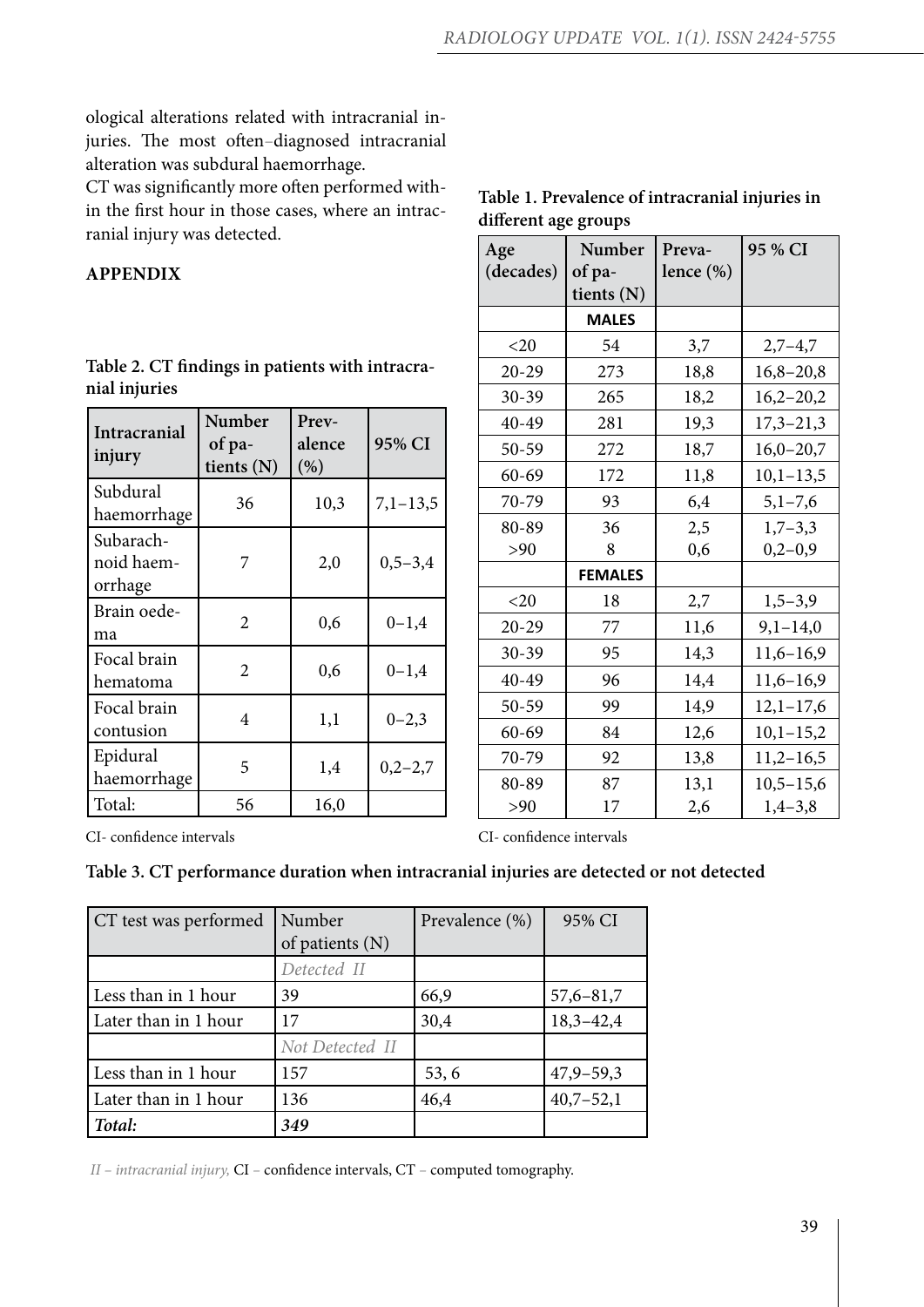ological alterations related with intracranial injuries. The most often–diagnosed intracranial alteration was subdural haemorrhage.

CT was significantly more often performed within the first hour in those cases, where an intracranial injury was detected.

## APPENDIX

**Table 1. Prevalence of intracranial injuries in different age groups**

| Age (decades) | Number of patients (N) | Prevalence (%) | 95 % CI |
|---|---|---|---|
| | **MALES** | | |
| <20 | 54 | 3,7 | 2,7–4,7 |
| 20-29 | 273 | 18,8 | 16,8–20,8 |
| 30-39 | 265 | 18,2 | 16,2–20,2 |
| 40-49 | 281 | 19,3 | 17,3–21,3 |
| 50-59 | 272 | 18,7 | 16,0–20,7 |
| 60-69 | 172 | 11,8 | 10,1–13,5 |
| 70-79 | 93 | 6,4 | 5,1–7,6 |
| 80-89 | 36 | 2,5 | 1,7–3,3 |
| >90 | 8 | 0,6 | 0,2–0,9 |
| | **FEMALES** | | |
| <20 | 18 | 2,7 | 1,5–3,9 |
| 20-29 | 77 | 11,6 | 9,1–14,0 |
| 30-39 | 95 | 14,3 | 11,6–16,9 |
| 40-49 | 96 | 14,4 | 11,6–16,9 |
| 50-59 | 99 | 14,9 | 12,1–17,6 |
| 60-69 | 84 | 12,6 | 10,1–15,2 |
| 70-79 | 92 | 13,8 | 11,2–16,5 |
| 80-89 | 87 | 13,1 | 10,5–15,6 |
| >90 | 17 | 2,6 | 1,4–3,8 |

CI- confidence intervals

**Table 2. CT findings in patients with intracranial injuries**

| Intracranial injury | Number of patients (N) | Prevalence (%) | 95% CI |
|---|---|---|---|
| Subdural haemorrhage | 36 | 10,3 | 7,1–13,5 |
| Subarachnoid haemorrhage | 7 | 2,0 | 0,5–3,4 |
| Brain oedema | 2 | 0,6 | 0–1,4 |
| Focal brain hematoma | 2 | 0,6 | 0–1,4 |
| Focal brain contusion | 4 | 1,1 | 0–2,3 |
| Epidural haemorrhage | 5 | 1,4 | 0,2–2,7 |
| Total: | 56 | 16,0 | |

CI- confidence intervals

**Table 3. CT performance duration when intracranial injuries are detected or not detected**

| CT test was performed | Number of patients (N) | Prevalence (%) | 95% CI |
|---|---|---|---|
| | *Detected II* | | |
| Less than in 1 hour | 39 | 66,9 | 57,6–81,7 |
| Later than in 1 hour | 17 | 30,4 | 18,3–42,4 |
| | *Not Detected II* | | |
| Less than in 1 hour | 157 | 53, 6 | 47,9–59,3 |
| Later than in 1 hour | 136 | 46,4 | 40,7–52,1 |
| ***Total:*** | ***349*** | | |

*II – intracranial injury,* CI – confidence intervals, CT – computed tomography.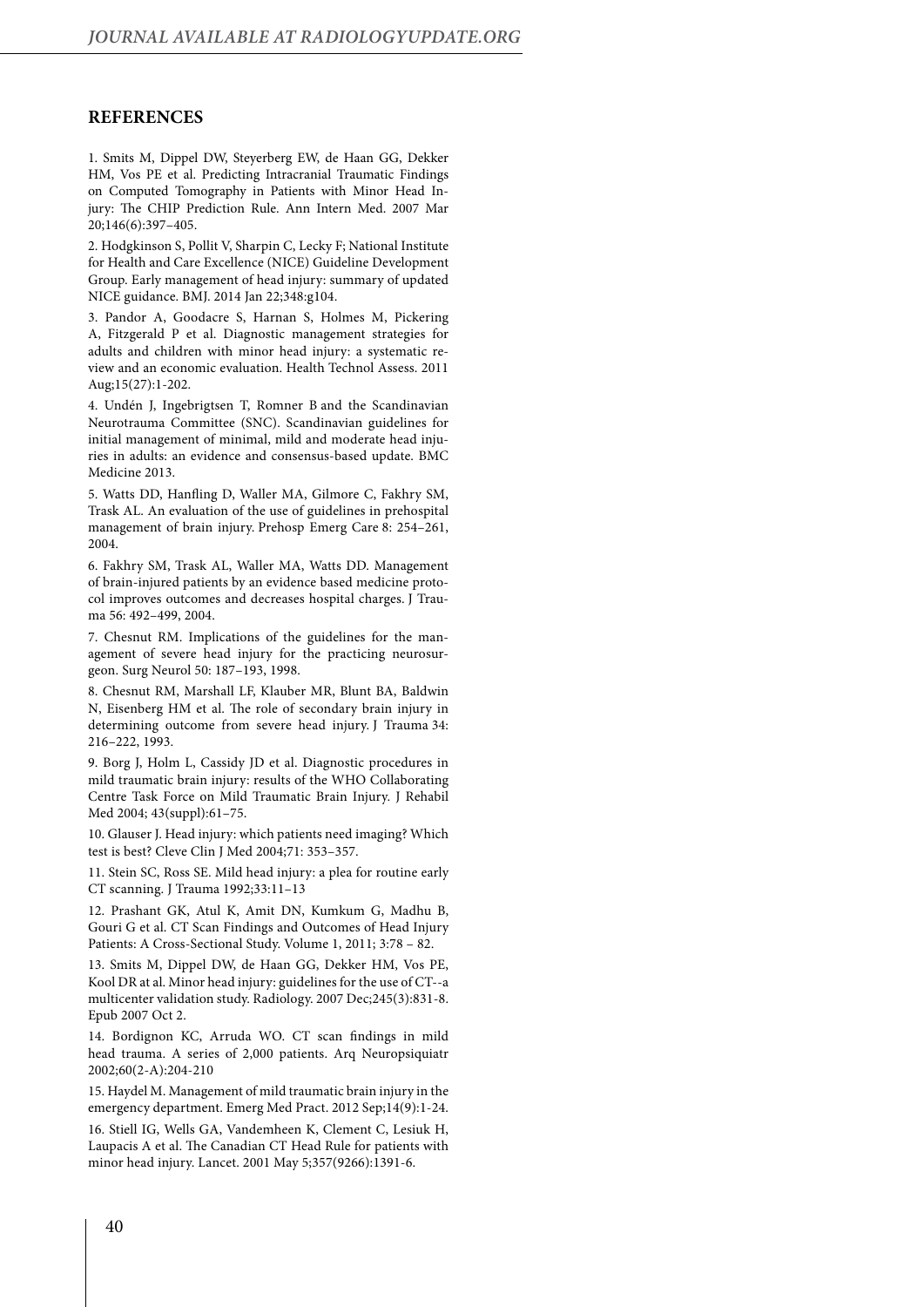## REFERENCES

1. Smits M, Dippel DW, Steyerberg EW, de Haan GG, Dekker HM, Vos PE et al. Predicting Intracranial Traumatic Findings on Computed Tomography in Patients with Minor Head Injury: The CHIP Prediction Rule. Ann Intern Med. 2007 Mar 20;146(6):397–405.

2. Hodgkinson S, Pollit V, Sharpin C, Lecky F; National Institute for Health and Care Excellence (NICE) Guideline Development Group. Early management of head injury: summary of updated NICE guidance. BMJ. 2014 Jan 22;348:g104.

3. Pandor A, Goodacre S, Harnan S, Holmes M, Pickering A, Fitzgerald P et al. Diagnostic management strategies for adults and children with minor head injury: a systematic review and an economic evaluation. Health Technol Assess. 2011 Aug;15(27):1-202.

4. Undén J, Ingebrigtsen T, Romner B and the Scandinavian Neurotrauma Committee (SNC). Scandinavian guidelines for initial management of minimal, mild and moderate head injuries in adults: an evidence and consensus-based update. BMC Medicine 2013.

5. Watts DD, Hanfling D, Waller MA, Gilmore C, Fakhry SM, Trask AL. An evaluation of the use of guidelines in prehospital management of brain injury. Prehosp Emerg Care 8: 254–261, 2004.

6. Fakhry SM, Trask AL, Waller MA, Watts DD. Management of brain-injured patients by an evidence based medicine protocol improves outcomes and decreases hospital charges. J Trauma 56: 492–499, 2004.

7. Chesnut RM. Implications of the guidelines for the management of severe head injury for the practicing neurosurgeon. Surg Neurol 50: 187–193, 1998.

8. Chesnut RM, Marshall LF, Klauber MR, Blunt BA, Baldwin N, Eisenberg HM et al. The role of secondary brain injury in determining outcome from severe head injury. J Trauma 34: 216–222, 1993.

9. Borg J, Holm L, Cassidy JD et al. Diagnostic procedures in mild traumatic brain injury: results of the WHO Collaborating Centre Task Force on Mild Traumatic Brain Injury. J Rehabil Med 2004; 43(suppl):61–75.

10. Glauser J. Head injury: which patients need imaging? Which test is best? Cleve Clin J Med 2004;71: 353–357.

11. Stein SC, Ross SE. Mild head injury: a plea for routine early CT scanning. J Trauma 1992;33:11–13

12. Prashant GK, Atul K, Amit DN, Kumkum G, Madhu B, Gouri G et al. CT Scan Findings and Outcomes of Head Injury Patients: A Cross-Sectional Study. Volume 1, 2011; 3:78 – 82.

13. Smits M, Dippel DW, de Haan GG, Dekker HM, Vos PE, Kool DR at al. Minor head injury: guidelines for the use of CT--a multicenter validation study. Radiology. 2007 Dec;245(3):831-8. Epub 2007 Oct 2.

14. Bordignon KC, Arruda WO. CT scan findings in mild head trauma. A series of 2,000 patients. Arq Neuropsiquiatr 2002;60(2-A):204-210

15. Haydel M. Management of mild traumatic brain injury in the emergency department. Emerg Med Pract. 2012 Sep;14(9):1-24.

16. Stiell IG, Wells GA, Vandemheen K, Clement C, Lesiuk H, Laupacis A et al. The Canadian CT Head Rule for patients with minor head injury. Lancet. 2001 May 5;357(9266):1391-6.